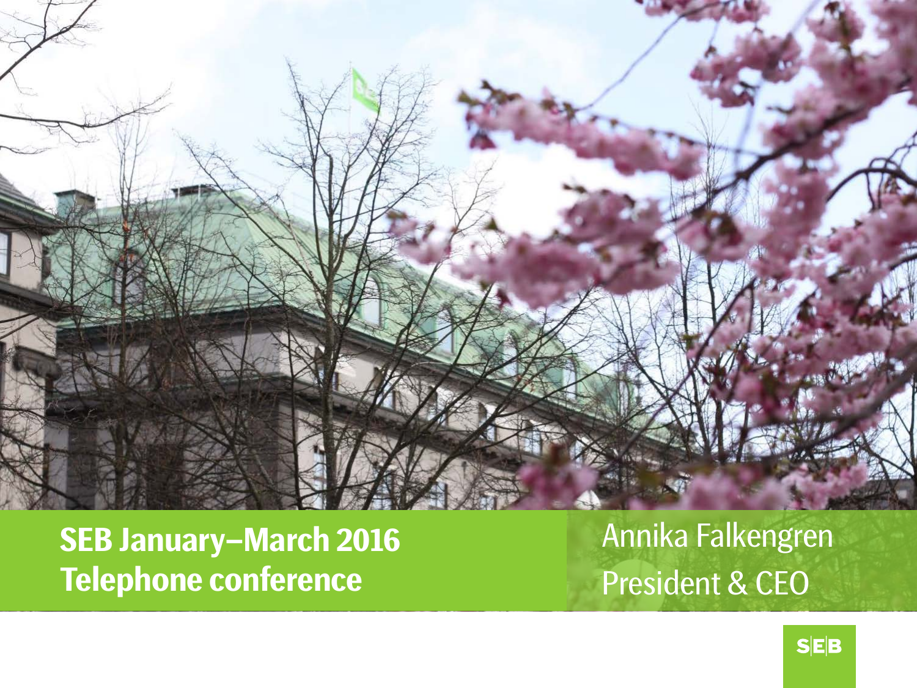# SEB January–March 2016 Telephone conference

Annika Falkengren
President & CEO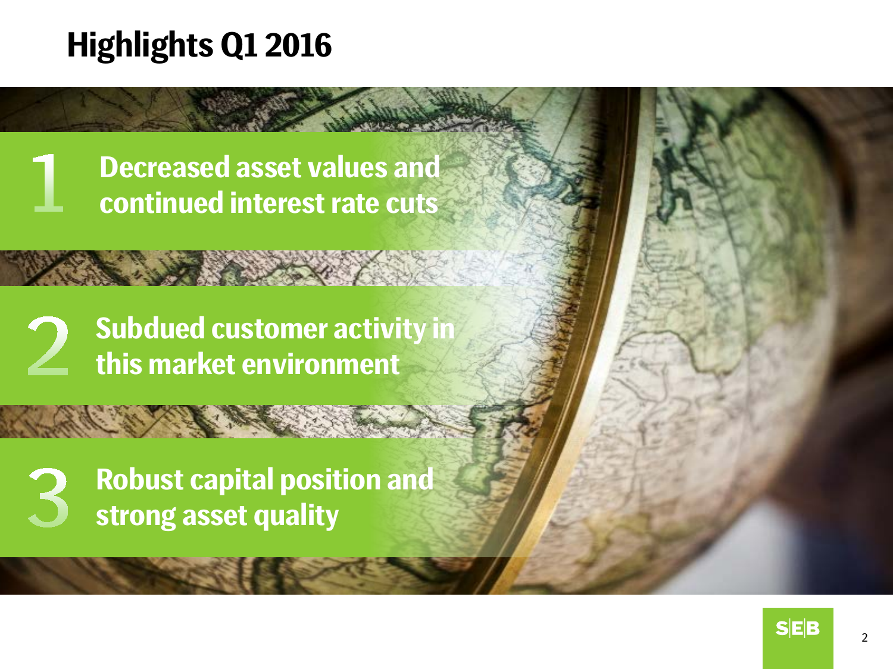# Highlights Q1 2016

1. **Decreased asset values and continued interest rate cuts**

2. **Subdued customer activity in this market environment**

3. **Robust capital position and strong asset quality**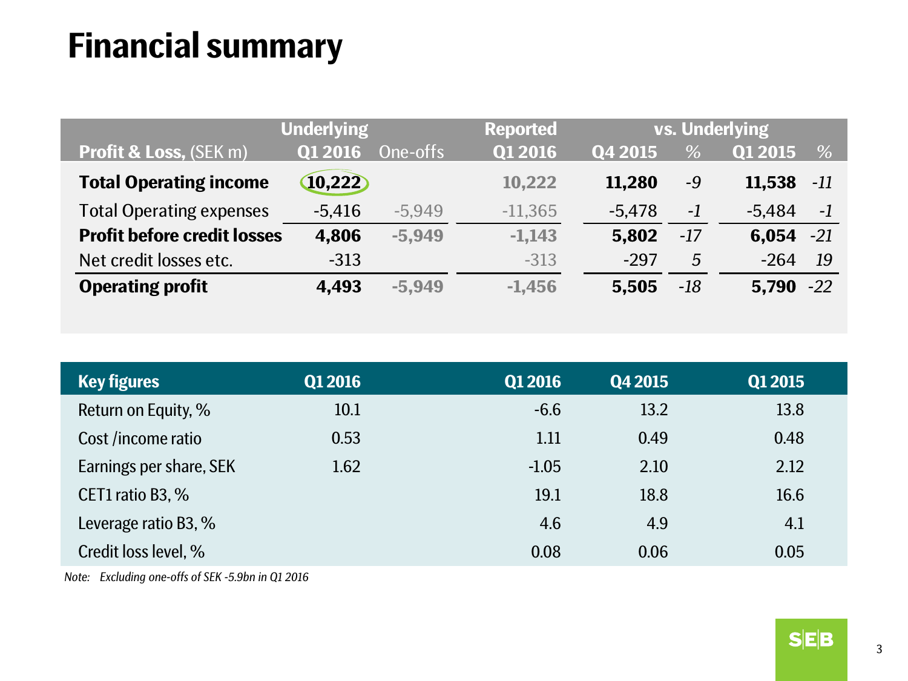# Financial summary

| Profit & Loss, (SEK m) | Underlying Q1 2016 | One-offs | Reported Q1 2016 | vs. Underlying Q4 2015 | % | Q1 2015 | % |
|---|---|---|---|---|---|---|---|
| **Total Operating income** | **10,222** | | **10,222** | **11,280** | *-9* | **11,538** | *-11* |
| Total Operating expenses | -5,416 | -5,949 | -11,365 | -5,478 | *-1* | -5,484 | *-1* |
| **Profit before credit losses** | **4,806** | **-5,949** | **-1,143** | **5,802** | *-17* | **6,054** | *-21* |
| Net credit losses etc. | -313 | | -313 | -297 | *5* | -264 | *19* |
| **Operating profit** | **4,493** | **-5,949** | **-1,456** | **5,505** | *-18* | **5,790** | *-22* |

| Key figures | Q1 2016 | Q1 2016 | Q4 2015 | Q1 2015 |
|---|---|---|---|---|
| Return on Equity, % | 10.1 | -6.6 | 13.2 | 13.8 |
| Cost /income ratio | 0.53 | 1.11 | 0.49 | 0.48 |
| Earnings per share, SEK | 1.62 | -1.05 | 2.10 | 2.12 |
| CET1 ratio B3, % | | 19.1 | 18.8 | 16.6 |
| Leverage ratio B3, % | | 4.6 | 4.9 | 4.1 |
| Credit loss level, % | | 0.08 | 0.06 | 0.05 |

*Note: Excluding one-offs of SEK -5.9bn in Q1 2016*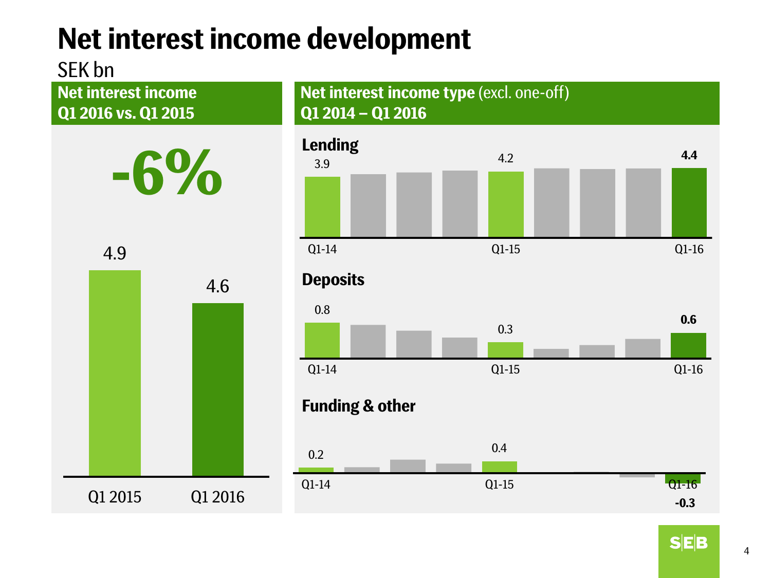# Net interest income development

SEK bn

## Net interest income Q1 2016 vs. Q1 2015

**-6%**

| | Q1 2015 | Q1 2016 |
|---|---|---|
| Net interest income | 4.9 | 4.6 |

## Net interest income type (excl. one-off) Q1 2014 – Q1 2016

### Lending

| Q1-14 | Q1-15 | Q1-16 |
|---|---|---|
| 3.9 | 4.2 | **4.4** |

### Deposits

| Q1-14 | Q1-15 | Q1-16 |
|---|---|---|
| 0.8 | 0.3 | **0.6** |

### Funding & other

| Q1-14 | Q1-15 | Q1-16 |
|---|---|---|
| 0.2 | 0.4 | **-0.3** |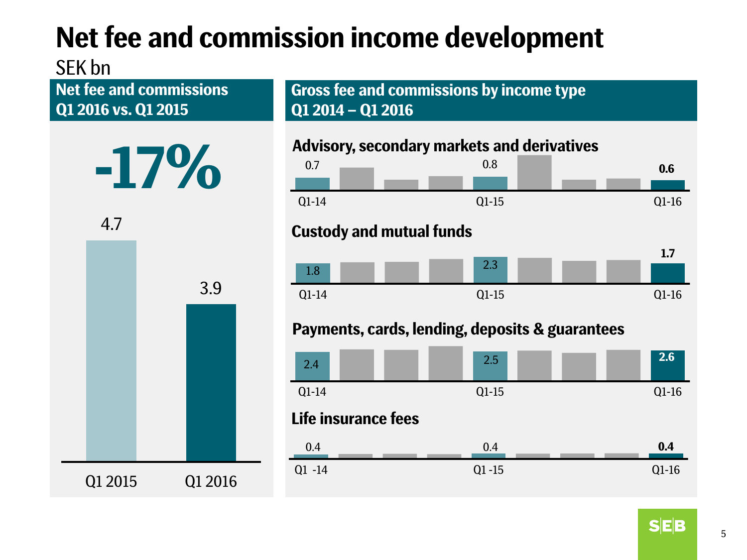# Net fee and commission income development

SEK bn

## Net fee and commissions Q1 2016 vs. Q1 2015

**-17%**

| | Q1 2015 | Q1 2016 |
|---|---|---|
| Net fee and commissions | 4.7 | 3.9 |

## Gross fee and commissions by income type Q1 2014 – Q1 2016

| | Q1-14 | Q1-15 | Q1-16 |
|---|---|---|---|
| Advisory, secondary markets and derivatives | 0.7 | 0.8 | **0.6** |
| Custody and mutual funds | 1.8 | 2.3 | **1.7** |
| Payments, cards, lending, deposits & guarantees | 2.4 | 2.5 | **2.6** |
| Life insurance fees | 0.4 | 0.4 | **0.4** |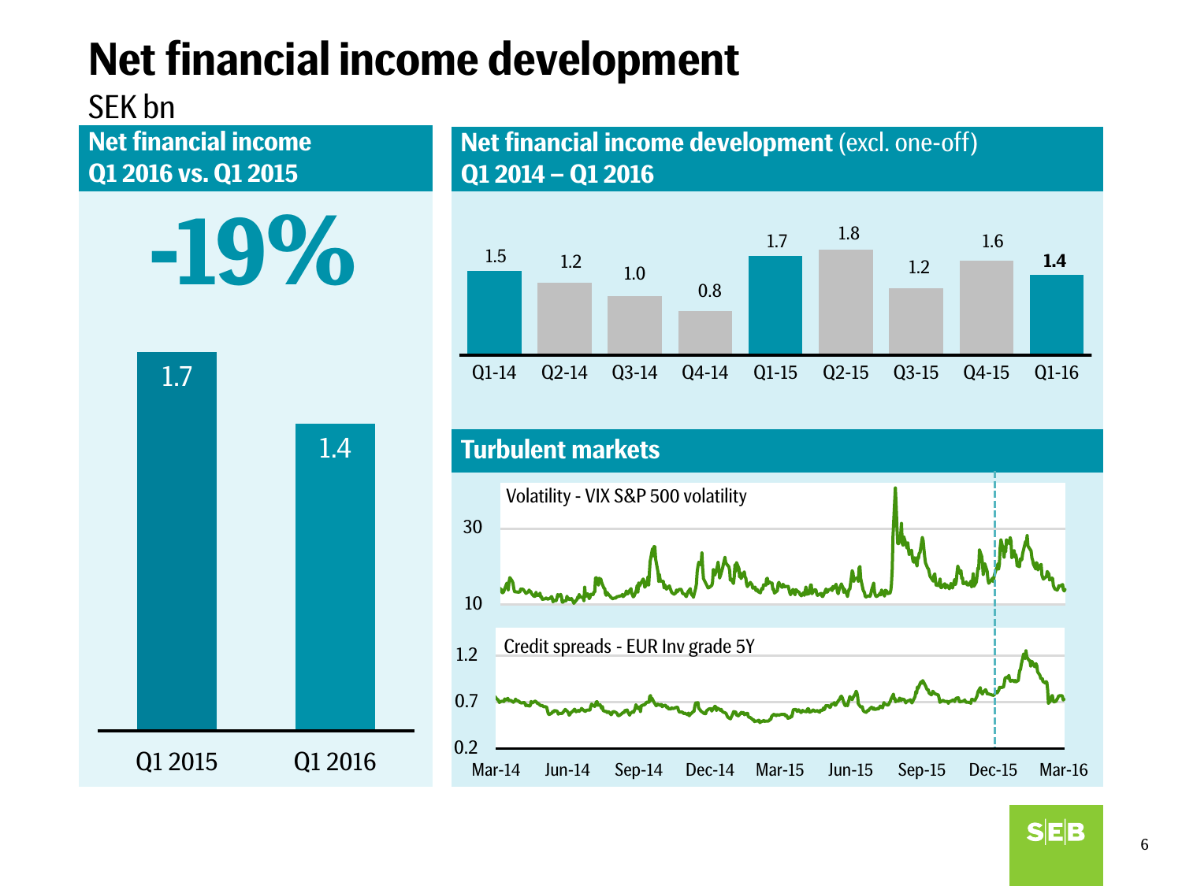# Net financial income development

SEK bn

## Net financial income Q1 2016 vs. Q1 2015

**-19%**

| Q1 2015 | Q1 2016 |
| --- | --- |
| 1.7 | 1.4 |

## Net financial income development (excl. one-off) Q1 2014 – Q1 2016

| Q1-14 | Q2-14 | Q3-14 | Q4-14 | Q1-15 | Q2-15 | Q3-15 | Q4-15 | Q1-16 |
| --- | --- | --- | --- | --- | --- | --- | --- | --- |
| 1.5 | 1.2 | 1.0 | 0.8 | 1.7 | 1.8 | 1.2 | 1.6 | **1.4** |

## Turbulent markets

Volatility - VIX S&P 500 volatility

Credit spreads - EUR Inv grade 5Y

Mar-14, Jun-14, Sep-14, Dec-14, Mar-15, Jun-15, Sep-15, Dec-15, Mar-16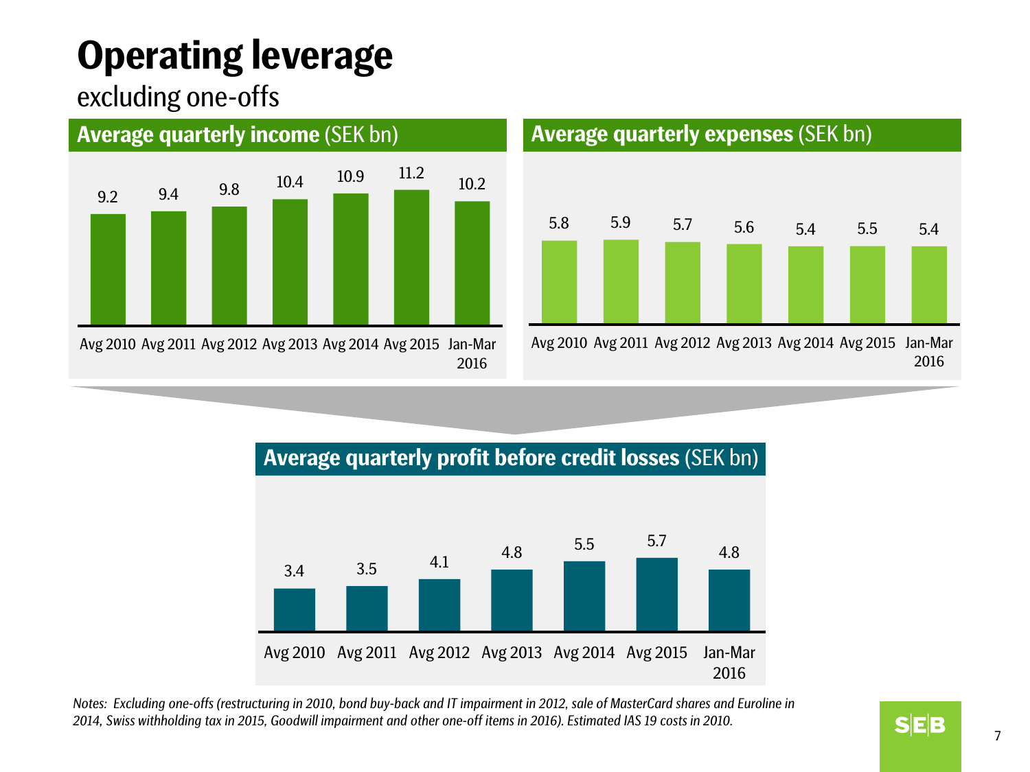# Operating leverage

excluding one-offs

## Average quarterly income (SEK bn)

| Avg 2010 | Avg 2011 | Avg 2012 | Avg 2013 | Avg 2014 | Avg 2015 | Jan-Mar 2016 |
|---|---|---|---|---|---|---|
| 9.2 | 9.4 | 9.8 | 10.4 | 10.9 | 11.2 | 10.2 |

## Average quarterly expenses (SEK bn)

| Avg 2010 | Avg 2011 | Avg 2012 | Avg 2013 | Avg 2014 | Avg 2015 | Jan-Mar 2016 |
|---|---|---|---|---|---|---|
| 5.8 | 5.9 | 5.7 | 5.6 | 5.4 | 5.5 | 5.4 |

## Average quarterly profit before credit losses (SEK bn)

| Avg 2010 | Avg 2011 | Avg 2012 | Avg 2013 | Avg 2014 | Avg 2015 | Jan-Mar 2016 |
|---|---|---|---|---|---|---|
| 3.4 | 3.5 | 4.1 | 4.8 | 5.5 | 5.7 | 4.8 |

*Notes: Excluding one-offs (restructuring in 2010, bond buy-back and IT impairment in 2012, sale of MasterCard shares and Euroline in 2014, Swiss withholding tax in 2015, Goodwill impairment and other one-off items in 2016). Estimated IAS 19 costs in 2010.*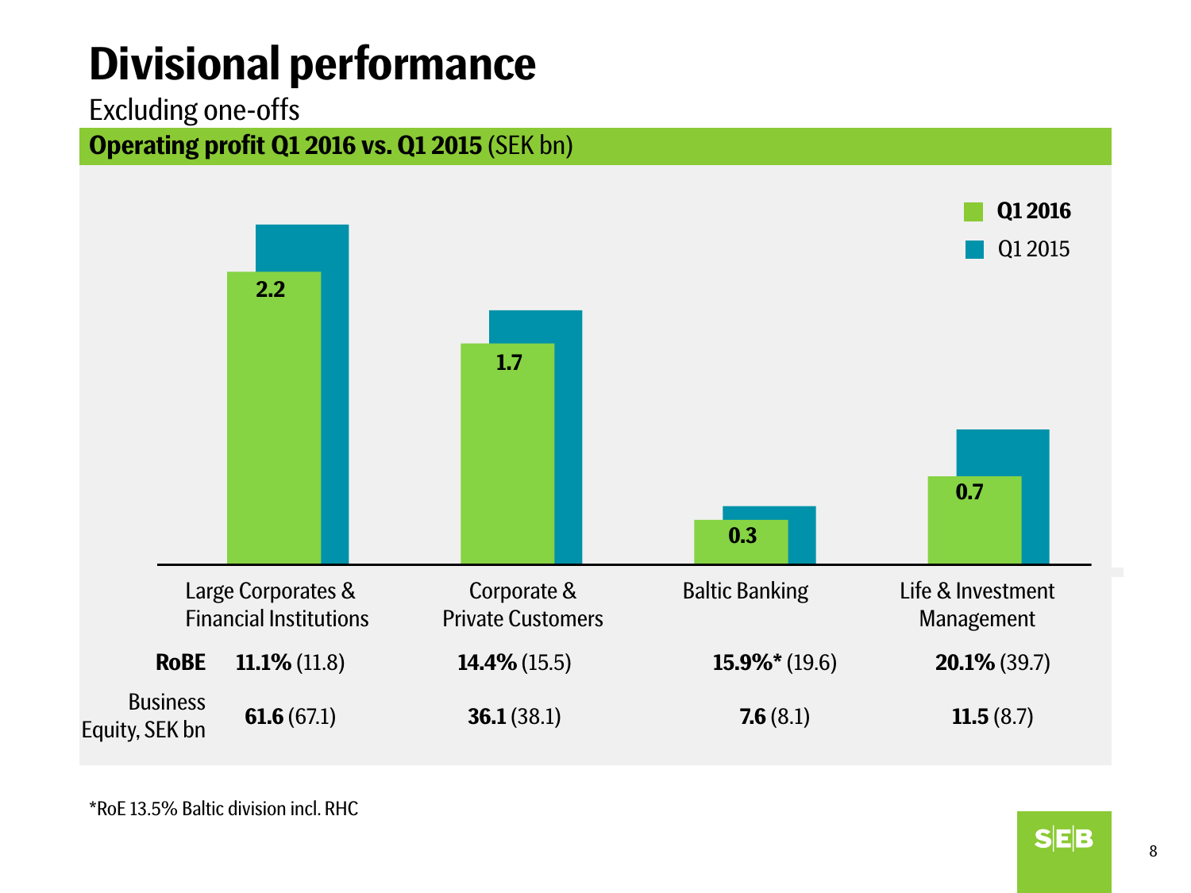# Divisional performance

Excluding one-offs

**Operating profit Q1 2016 vs. Q1 2015** (SEK bn)

| | Large Corporates & Financial Institutions | Corporate & Private Customers | Baltic Banking | Life & Investment Management |
|---|---|---|---|---|
| Operating profit Q1 2016 | 2.2 | 1.7 | 0.3 | 0.7 |
| **RoBE** | **11.1%** (11.8) | **14.4%** (15.5) | **15.9%\*** (19.6) | **20.1%** (39.7) |
| Business Equity, SEK bn | **61.6** (67.1) | **36.1** (38.1) | **7.6** (8.1) | **11.5** (8.7) |

\*RoE 13.5% Baltic division incl. RHC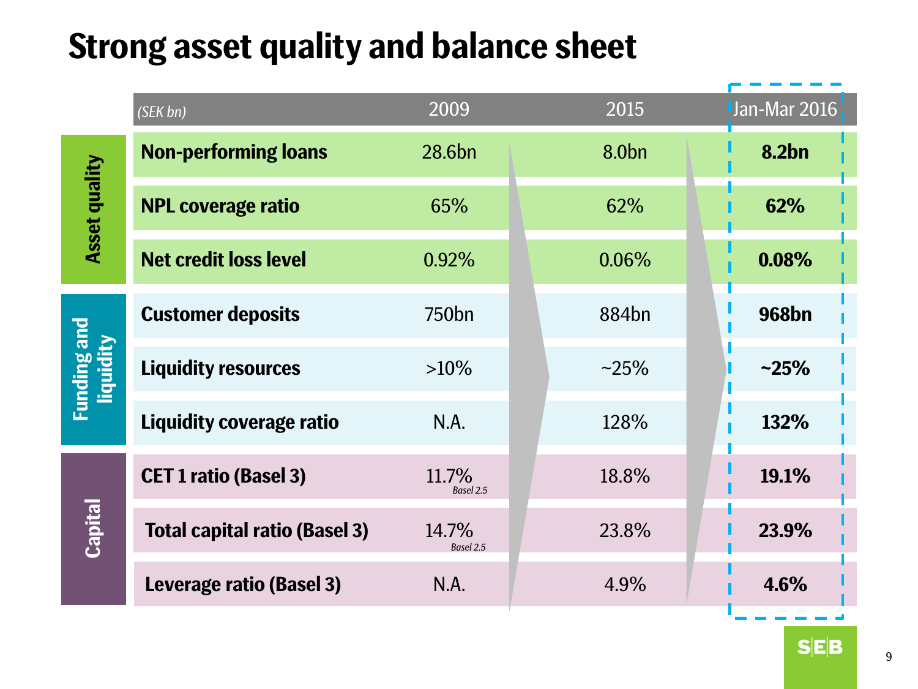# Strong asset quality and balance sheet

| | (SEK bn) | 2009 | 2015 | Jan-Mar 2016 |
|---|---|---|---|---|
| Asset quality | **Non-performing loans** | 28.6bn | 8.0bn | **8.2bn** |
| | **NPL coverage ratio** | 65% | 62% | **62%** |
| | **Net credit loss level** | 0.92% | 0.06% | **0.08%** |
| Funding and liquidity | **Customer deposits** | 750bn | 884bn | **968bn** |
| | **Liquidity resources** | >10% | ~25% | **~25%** |
| | **Liquidity coverage ratio** | N.A. | 128% | **132%** |
| Capital | **CET 1 ratio (Basel 3)** | 11.7% *Basel 2.5* | 18.8% | **19.1%** |
| | **Total capital ratio (Basel 3)** | 14.7% *Basel 2.5* | 23.8% | **23.9%** |
| | **Leverage ratio (Basel 3)** | N.A. | 4.9% | **4.6%** |

SEB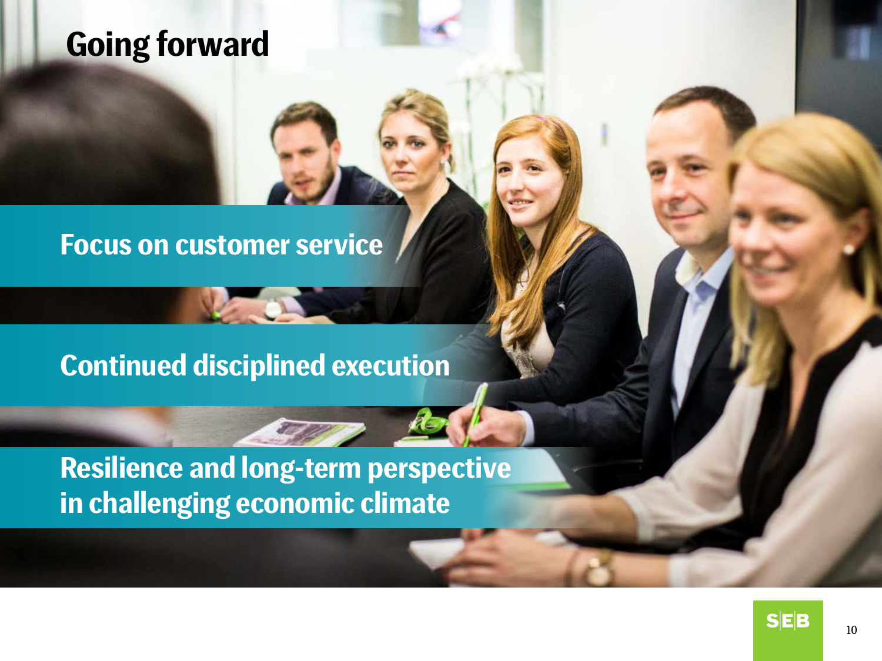# Going forward

**Focus on customer service**

**Continued disciplined execution**

**Resilience and long-term perspective in challenging economic climate**